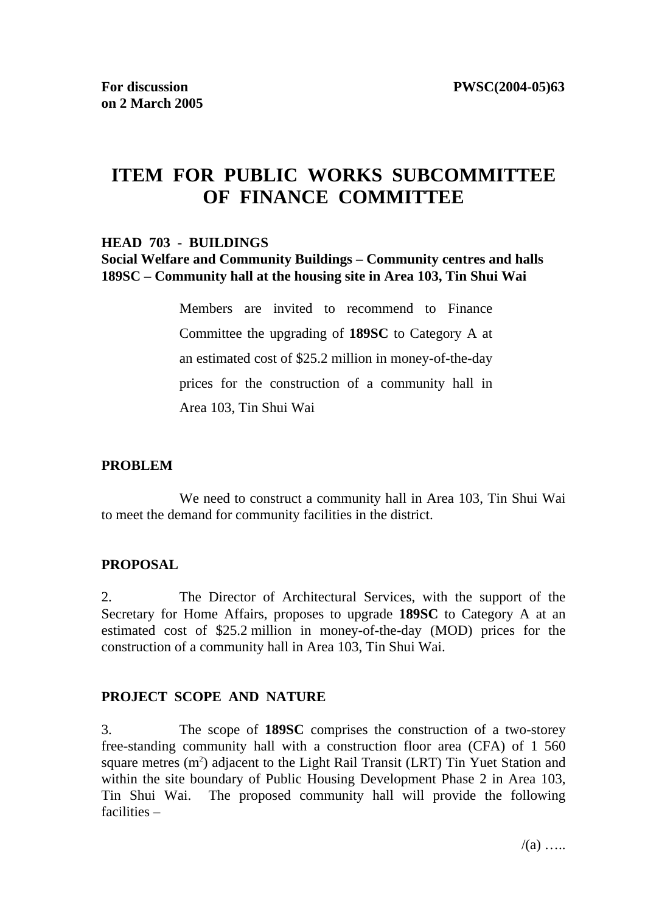**For discussion on 2 March 2005** **PWSC(2004-05)63**

# ITEM FOR PUBLIC WORKS SUBCOMMITTEE OF FINANCE COMMITTEE

**HEAD 703 - BUILDINGS**
**Social Welfare and Community Buildings – Community centres and halls**
**189SC – Community hall at the housing site in Area 103, Tin Shui Wai**

Members are invited to recommend to Finance Committee the upgrading of **189SC** to Category A at an estimated cost of $25.2 million in money-of-the-day prices for the construction of a community hall in Area 103, Tin Shui Wai

**PROBLEM**

We need to construct a community hall in Area 103, Tin Shui Wai to meet the demand for community facilities in the district.

**PROPOSAL**

2. The Director of Architectural Services, with the support of the Secretary for Home Affairs, proposes to upgrade **189SC** to Category A at an estimated cost of $25.2 million in money-of-the-day (MOD) prices for the construction of a community hall in Area 103, Tin Shui Wai.

**PROJECT SCOPE AND NATURE**

3. The scope of **189SC** comprises the construction of a two-storey free-standing community hall with a construction floor area (CFA) of 1 560 square metres ($m^2$) adjacent to the Light Rail Transit (LRT) Tin Yuet Station and within the site boundary of Public Housing Development Phase 2 in Area 103, Tin Shui Wai. The proposed community hall will provide the following facilities –

/(a) …..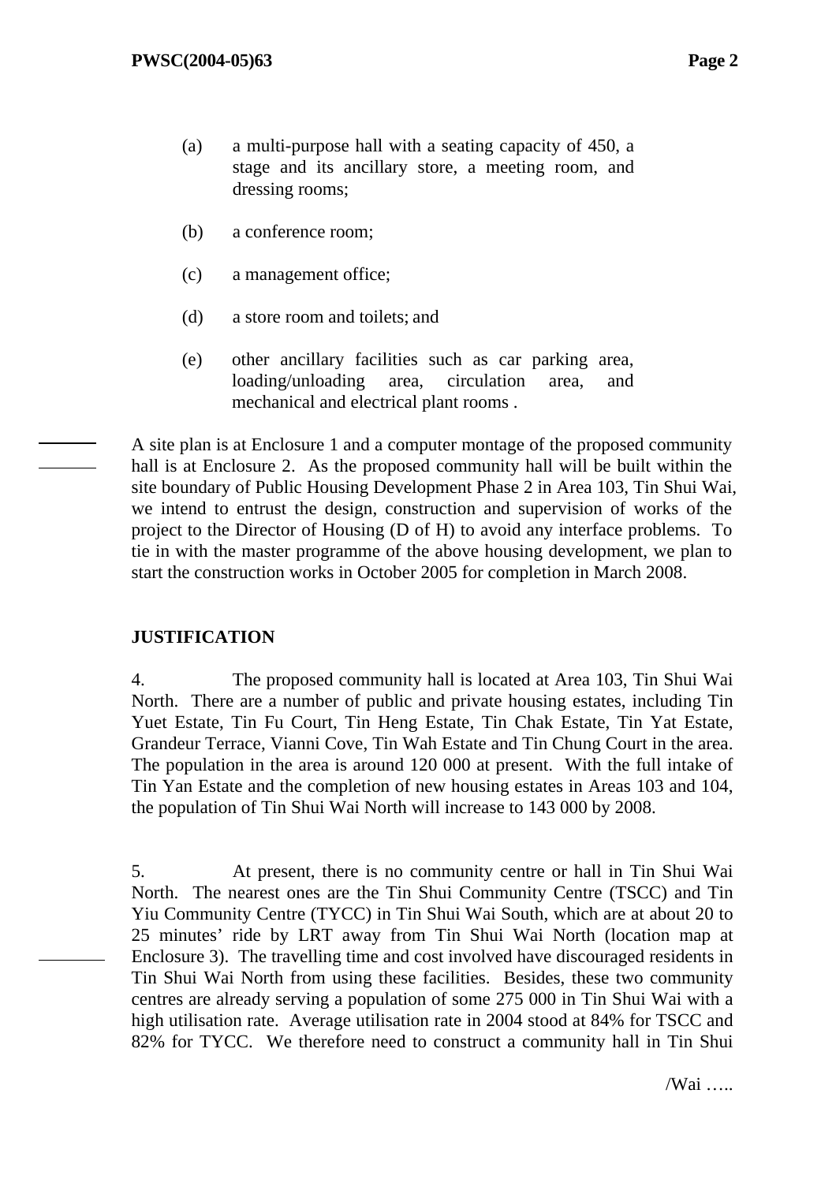(a) a multi-purpose hall with a seating capacity of 450, a stage and its ancillary store, a meeting room, and dressing rooms;

(b) a conference room;

(c) a management office;

(d) a store room and toilets; and

(e) other ancillary facilities such as car parking area, loading/unloading area, circulation area, and mechanical and electrical plant rooms .

A site plan is at Enclosure 1 and a computer montage of the proposed community hall is at Enclosure 2. As the proposed community hall will be built within the site boundary of Public Housing Development Phase 2 in Area 103, Tin Shui Wai, we intend to entrust the design, construction and supervision of works of the project to the Director of Housing (D of H) to avoid any interface problems. To tie in with the master programme of the above housing development, we plan to start the construction works in October 2005 for completion in March 2008.

**JUSTIFICATION**

4. The proposed community hall is located at Area 103, Tin Shui Wai North. There are a number of public and private housing estates, including Tin Yuet Estate, Tin Fu Court, Tin Heng Estate, Tin Chak Estate, Tin Yat Estate, Grandeur Terrace, Vianni Cove, Tin Wah Estate and Tin Chung Court in the area. The population in the area is around 120 000 at present. With the full intake of Tin Yan Estate and the completion of new housing estates in Areas 103 and 104, the population of Tin Shui Wai North will increase to 143 000 by 2008.

5. At present, there is no community centre or hall in Tin Shui Wai North. The nearest ones are the Tin Shui Community Centre (TSCC) and Tin Yiu Community Centre (TYCC) in Tin Shui Wai South, which are at about 20 to 25 minutes' ride by LRT away from Tin Shui Wai North (location map at Enclosure 3). The travelling time and cost involved have discouraged residents in Tin Shui Wai North from using these facilities. Besides, these two community centres are already serving a population of some 275 000 in Tin Shui Wai with a high utilisation rate. Average utilisation rate in 2004 stood at 84% for TSCC and 82% for TYCC. We therefore need to construct a community hall in Tin Shui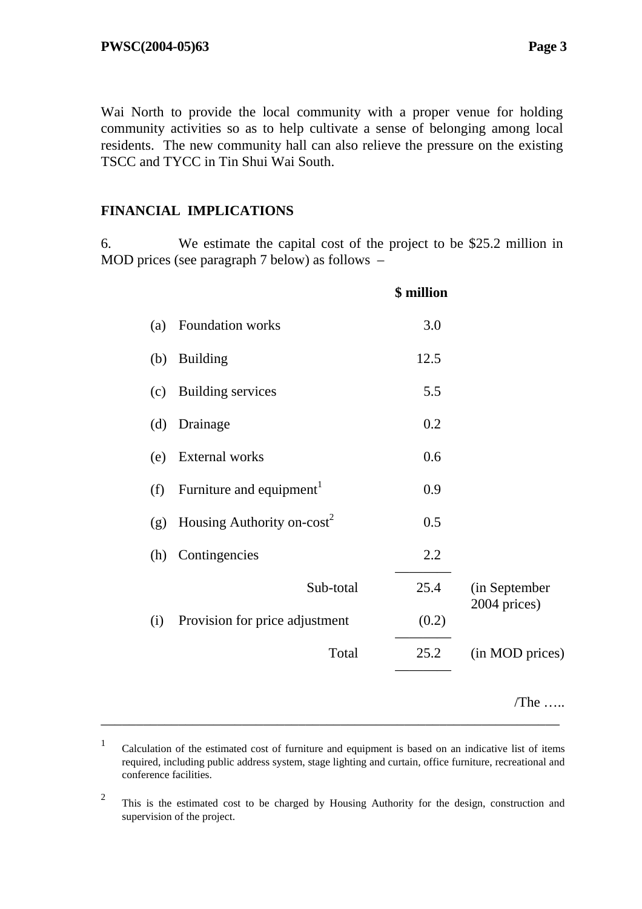Wai North to provide the local community with a proper venue for holding community activities so as to help cultivate a sense of belonging among local residents. The new community hall can also relieve the pressure on the existing TSCC and TYCC in Tin Shui Wai South.

## FINANCIAL IMPLICATIONS

6. We estimate the capital cost of the project to be $25.2 million in MOD prices (see paragraph 7 below) as follows –

| | | $ million | |
|---|---|---|---|
| (a) | Foundation works | 3.0 | |
| (b) | Building | 12.5 | |
| (c) | Building services | 5.5 | |
| (d) | Drainage | 0.2 | |
| (e) | External works | 0.6 | |
| (f) | Furniture and equipment[1] | 0.9 | |
| (g) | Housing Authority on-cost[2] | 0.5 | |
| (h) | Contingencies | 2.2 | |
| | Sub-total | 25.4 | (in September 2004 prices) |
| (i) | Provision for price adjustment | (0.2) | |
| | Total | 25.2 | (in MOD prices) |

/The …..

---

[1] Calculation of the estimated cost of furniture and equipment is based on an indicative list of items required, including public address system, stage lighting and curtain, office furniture, recreational and conference facilities.

[2] This is the estimated cost to be charged by Housing Authority for the design, construction and supervision of the project.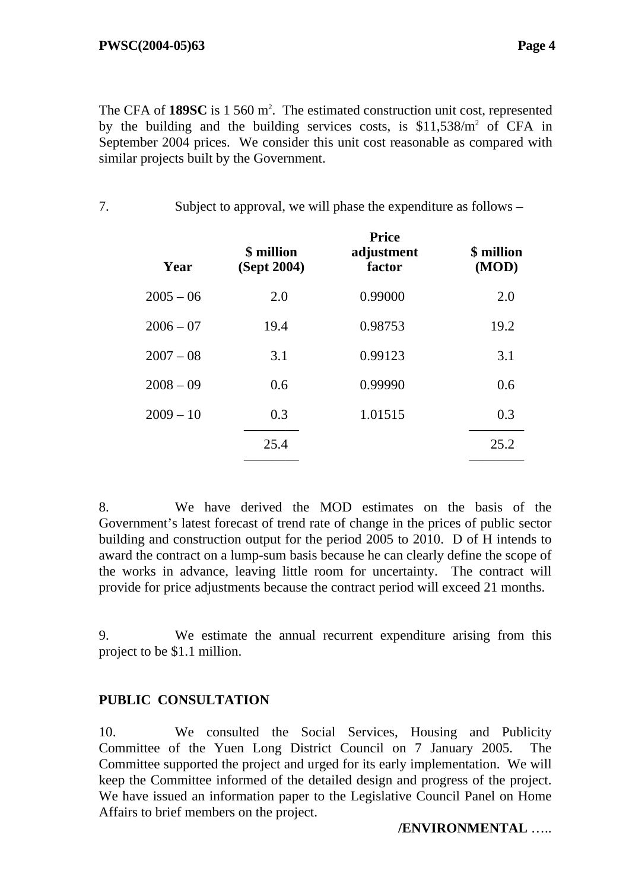The CFA of **189SC** is 1 560 $m^2$. The estimated construction unit cost, represented by the building and the building services costs, is $11,538/$m^2$ of CFA in September 2004 prices. We consider this unit cost reasonable as compared with similar projects built by the Government.

7. Subject to approval, we will phase the expenditure as follows –

| Year | $ million (Sept 2004) | Price adjustment factor | $ million (MOD) |
|---|---|---|---|
| 2005 – 06 | 2.0 | 0.99000 | 2.0 |
| 2006 – 07 | 19.4 | 0.98753 | 19.2 |
| 2007 – 08 | 3.1 | 0.99123 | 3.1 |
| 2008 – 09 | 0.6 | 0.99990 | 0.6 |
| 2009 – 10 | 0.3 | 1.01515 | 0.3 |
| | 25.4 | | 25.2 |

8. We have derived the MOD estimates on the basis of the Government's latest forecast of trend rate of change in the prices of public sector building and construction output for the period 2005 to 2010. D of H intends to award the contract on a lump-sum basis because he can clearly define the scope of the works in advance, leaving little room for uncertainty. The contract will provide for price adjustments because the contract period will exceed 21 months.

9. We estimate the annual recurrent expenditure arising from this project to be $1.1 million.

**PUBLIC CONSULTATION**

10. We consulted the Social Services, Housing and Publicity Committee of the Yuen Long District Council on 7 January 2005. The Committee supported the project and urged for its early implementation. We will keep the Committee informed of the detailed design and progress of the project. We have issued an information paper to the Legislative Council Panel on Home Affairs to brief members on the project.

**/ENVIRONMENTAL** …..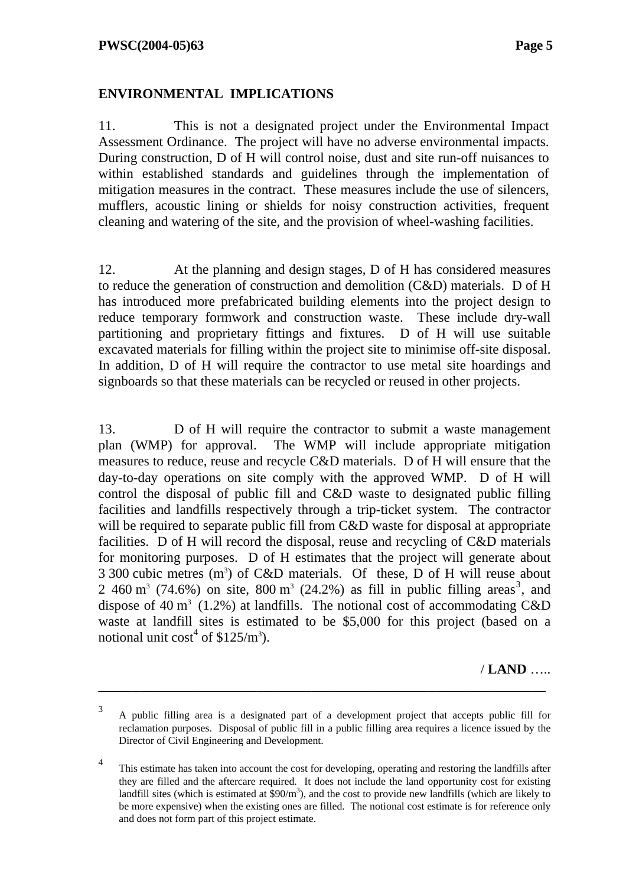## ENVIRONMENTAL IMPLICATIONS

11. This is not a designated project under the Environmental Impact Assessment Ordinance. The project will have no adverse environmental impacts. During construction, D of H will control noise, dust and site run-off nuisances to within established standards and guidelines through the implementation of mitigation measures in the contract. These measures include the use of silencers, mufflers, acoustic lining or shields for noisy construction activities, frequent cleaning and watering of the site, and the provision of wheel-washing facilities.

12. At the planning and design stages, D of H has considered measures to reduce the generation of construction and demolition (C&D) materials. D of H has introduced more prefabricated building elements into the project design to reduce temporary formwork and construction waste. These include dry-wall partitioning and proprietary fittings and fixtures. D of H will use suitable excavated materials for filling within the project site to minimise off-site disposal. In addition, D of H will require the contractor to use metal site hoardings and signboards so that these materials can be recycled or reused in other projects.

13. D of H will require the contractor to submit a waste management plan (WMP) for approval. The WMP will include appropriate mitigation measures to reduce, reuse and recycle C&D materials. D of H will ensure that the day-to-day operations on site comply with the approved WMP. D of H will control the disposal of public fill and C&D waste to designated public filling facilities and landfills respectively through a trip-ticket system. The contractor will be required to separate public fill from C&D waste for disposal at appropriate facilities. D of H will record the disposal, reuse and recycling of C&D materials for monitoring purposes. D of H estimates that the project will generate about 3 300 cubic metres ($m^3$) of C&D materials. Of these, D of H will reuse about 2 460 $m^3$ (74.6%) on site, 800 $m^3$ (24.2%) as fill in public filling areas[3], and dispose of 40 $m^3$ (1.2%) at landfills. The notional cost of accommodating C&D waste at landfill sites is estimated to be $5,000 for this project (based on a notional unit cost[4] of $125/$m^3$).

/ **LAND** …..

---

[3] A public filling area is a designated part of a development project that accepts public fill for reclamation purposes. Disposal of public fill in a public filling area requires a licence issued by the Director of Civil Engineering and Development.

[4] This estimate has taken into account the cost for developing, operating and restoring the landfills after they are filled and the aftercare required. It does not include the land opportunity cost for existing landfill sites (which is estimated at $90/$m^3$), and the cost to provide new landfills (which are likely to be more expensive) when the existing ones are filled. The notional cost estimate is for reference only and does not form part of this project estimate.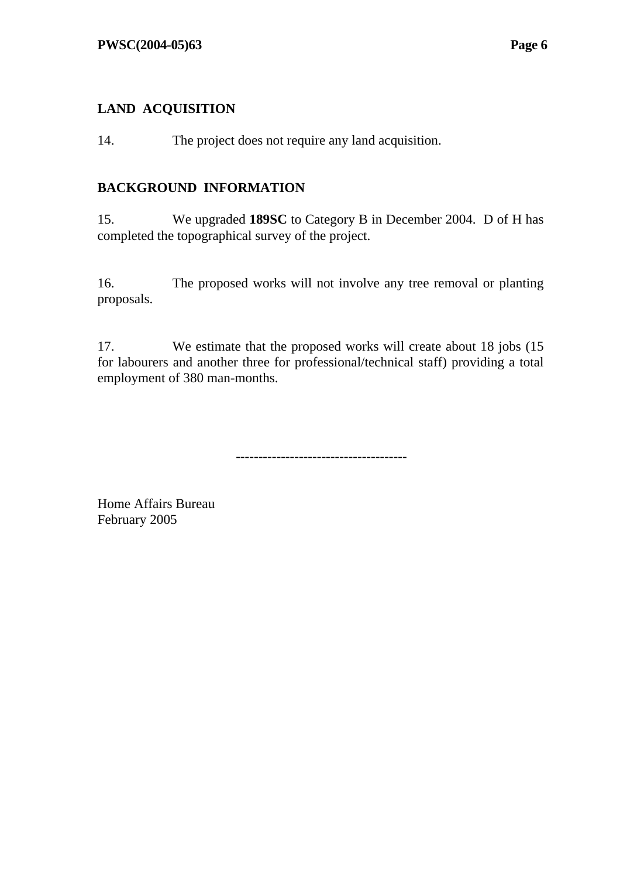## LAND ACQUISITION

14. The project does not require any land acquisition.

## BACKGROUND INFORMATION

15. We upgraded **189SC** to Category B in December 2004. D of H has completed the topographical survey of the project.

16. The proposed works will not involve any tree removal or planting proposals.

17. We estimate that the proposed works will create about 18 jobs (15 for labourers and another three for professional/technical staff) providing a total employment of 380 man-months.

-------------------------------------

Home Affairs Bureau
February 2005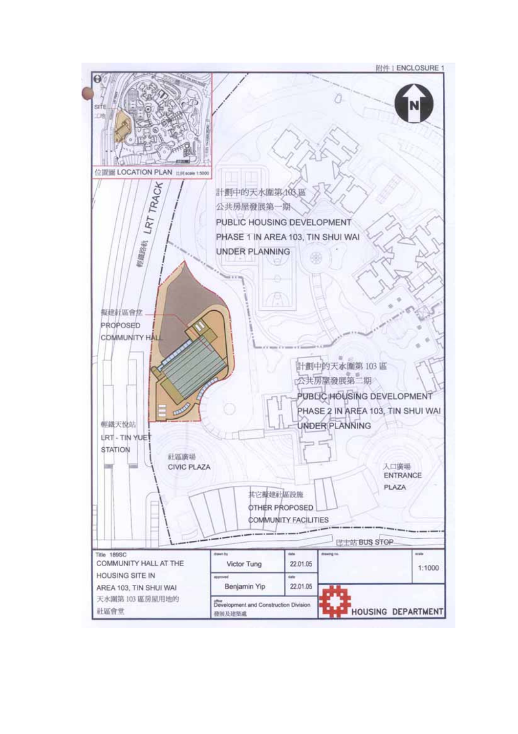附件 I ENCLOSURE 1

位置圖 LOCATION PLAN 比例 scale 1:5000

SITE 工地

N

輕鐵路軌 LRT TRACK

計劃中的天水圍第103區公共房屋發展第一期
PUBLIC HOUSING DEVELOPMENT PHASE 1 IN AREA 103, TIN SHUI WAI UNDER PLANNING

擬建社區會堂
PROPOSED COMMUNITY HALL

計劃中的天水圍第 103 區公共房屋發展第二期
PUBLIC HOUSING DEVELOPMENT PHASE 2 IN AREA 103, TIN SHUI WAI UNDER PLANNING

輕鐵天悅站
LRT - TIN YUET STATION

社區廣場
CIVIC PLAZA

入口廣場
ENTRANCE PLAZA

其它擬建社區設施
OTHER PROPOSED COMMUNITY FACILITIES

巴士站 BUS STOP

| Title 189SC | drawn by | date | drawing no. | scale |
|---|---|---|---|---|
| COMMUNITY HALL AT THE HOUSING SITE IN AREA 103, TIN SHUI WAI 天水圍第 103 區房屋用地的社區會堂 | Victor Tung | 22.01.05 | | 1:1000 |
| | approved: Benjamin Yip | 22.01.05 | | |
| | office: Development and Construction Division 發展及建築處 | | HOUSING DEPARTMENT | |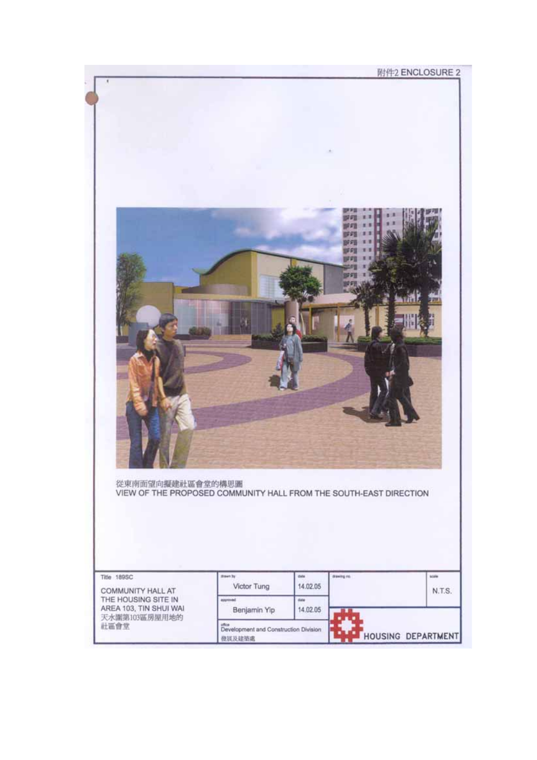附件2 ENCLOSURE 2

從東南面望向擬建社區會堂的構思圖
VIEW OF THE PROPOSED COMMUNITY HALL FROM THE SOUTH-EAST DIRECTION

| Title 189SC | drawn by | date | drawing no. | scale |
|---|---|---|---|---|
| COMMUNITY HALL AT THE HOUSING SITE IN AREA 103, TIN SHUI WAI 天水圍第103區房屋用地的社區會堂 | Victor Tung | 14.02.05 | | N.T.S. |
| | approved Benjamin Yip | date 14.02.05 | HOUSING DEPARTMENT | |
| | office Development and Construction Division 發展及建築處 | | | |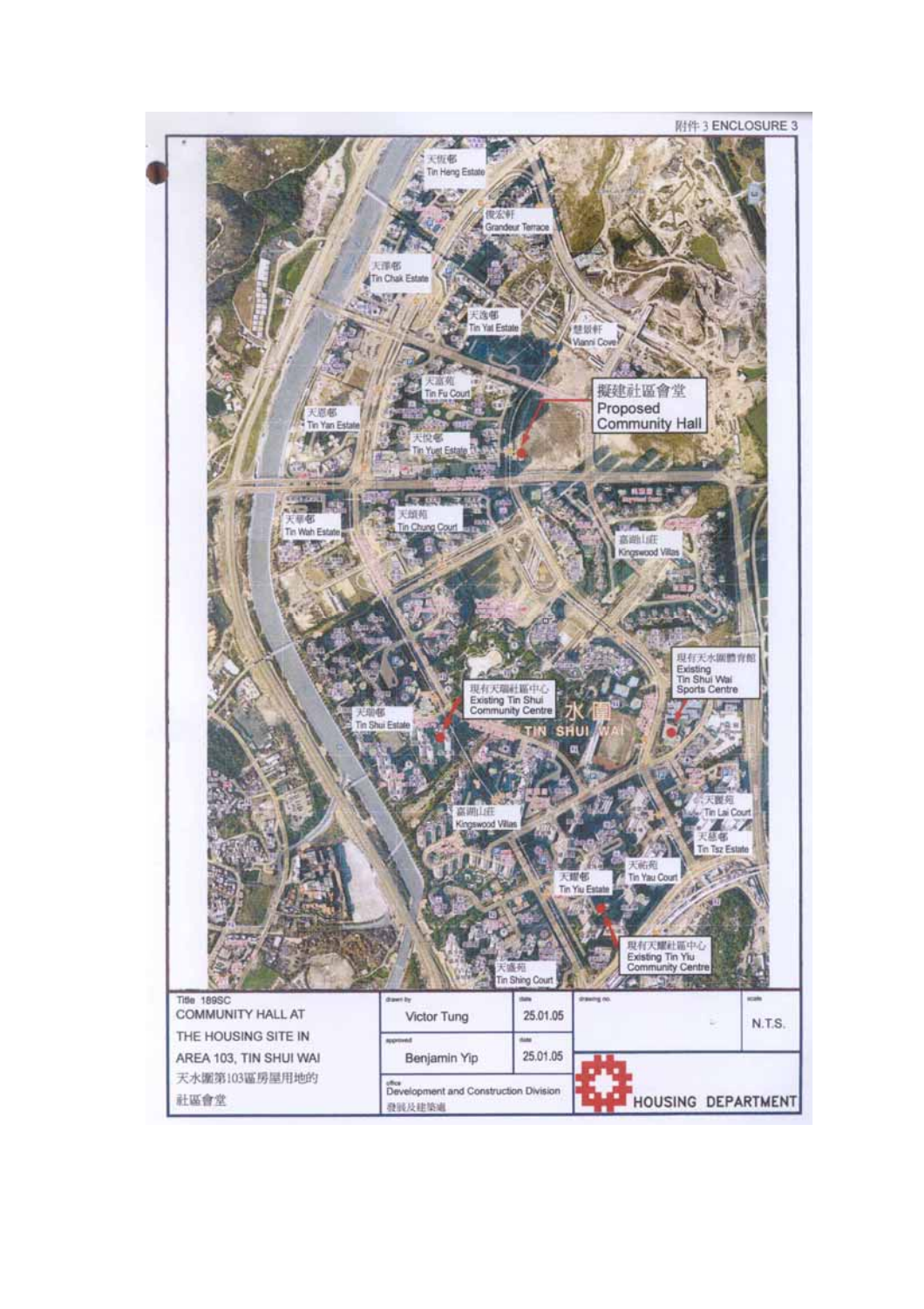附件 3 ENCLOSURE 3

天恆邨
Tin Heng Estate

俊宏軒
Grandeur Terrace

天澤邨
Tin Chak Estate

天逸邨
Tin Yat Estate

慧景軒
Vianni Cove

天富苑
Tin Fu Court

擬建社區會堂
Proposed
Community Hall

天恩邨
Tin Yan Estate

天悅邨
Tin Yuet Estate

天華邨
Tin Wah Estate

天頌苑
Tin Chung Court

嘉湖山莊
Kingswood Villas

現有天水圍體育館
Existing
Tin Shui Wai
Sports Centre

現有天瑞社區中心
Existing Tin Shui
Community Centre

天瑞邨
Tin Shui Estate

水圍
TIN SHUI WAI

天麗苑
Tin Lai Court

天慈邨
Tin Tsz Estate

嘉湖山莊
Kingswood Villas

天祐苑
Tin Yau Court

天耀邨
Tin Yiu Estate

現有天耀社區中心
Existing Tin Yiu
Community Centre

天盛苑
Tin Shing Court

| | | | | |
|---|---|---|---|---|
| Title 189SC<br>COMMUNITY HALL AT THE HOUSING SITE IN AREA 103, TIN SHUI WAI<br>天水圍第103區房屋用地的社區會堂 | drawn by<br>Victor Tung | date<br>25.01.05 | drawing no. | scale<br>N.T.S. |
| | approved<br>Benjamin Yip | date<br>25.01.05 | HOUSING DEPARTMENT | |
| | office<br>Development and Construction Division<br>發展及建築處 | | | |